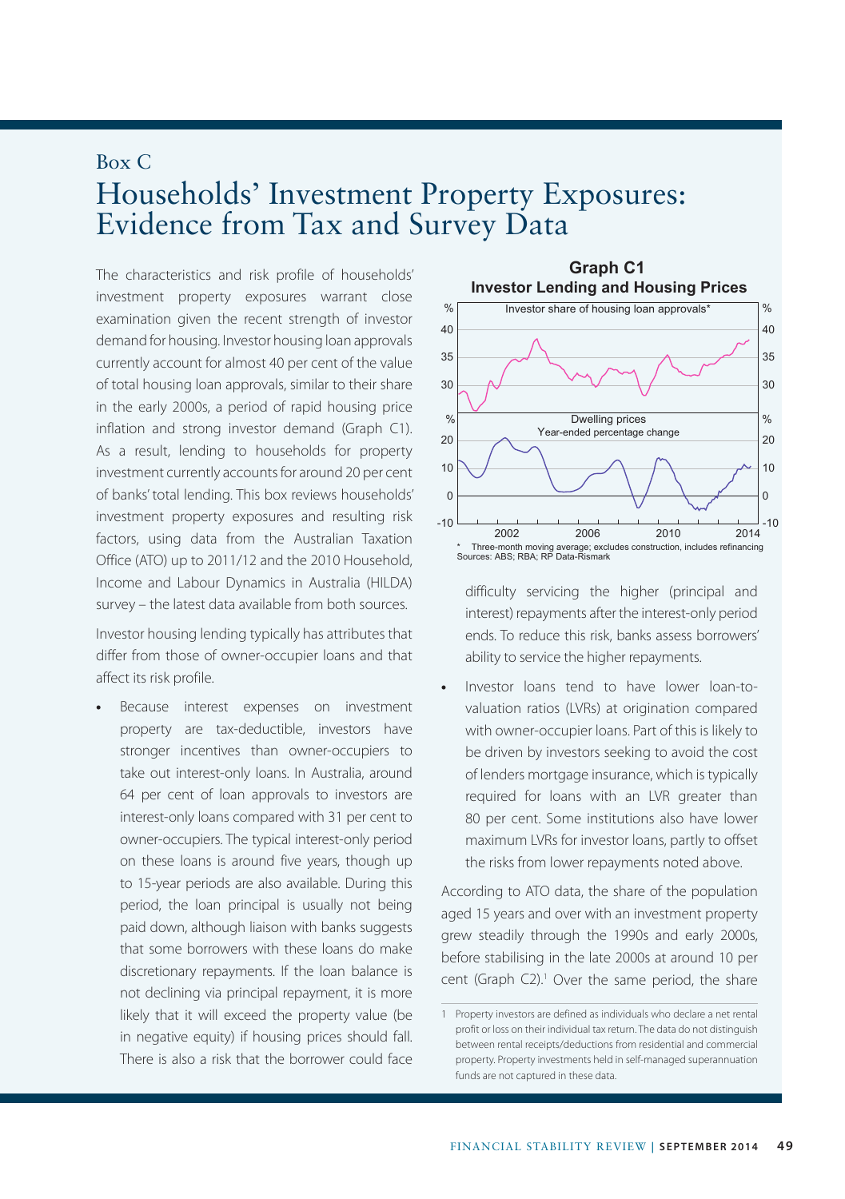Box C

# Households' Investment Property Exposures: Evidence from Tax and Survey Data

The characteristics and risk profile of households' investment property exposures warrant close examination given the recent strength of investor demand for housing. Investor housing loan approvals currently account for almost 40 per cent of the value of total housing loan approvals, similar to their share in the early 2000s, a period of rapid housing price inflation and strong investor demand (Graph C1). As a result, lending to households for property investment currently accounts for around 20 per cent of banks' total lending. This box reviews households' investment property exposures and resulting risk factors, using data from the Australian Taxation Office (ATO) up to 2011/12 and the 2010 Household, Income and Labour Dynamics in Australia (HILDA) survey – the latest data available from both sources.

Investor housing lending typically has attributes that differ from those of owner-occupier loans and that affect its risk profile.

- Because interest expenses on investment property are tax-deductible, investors have stronger incentives than owner-occupiers to take out interest-only loans. In Australia, around 64 per cent of loan approvals to investors are interest-only loans compared with 31 per cent to owner-occupiers. The typical interest-only period on these loans is around five years, though up to 15-year periods are also available. During this period, the loan principal is usually not being paid down, although liaison with banks suggests that some borrowers with these loans do make discretionary repayments. If the loan balance is not declining via principal repayment, it is more likely that it will exceed the property value (be in negative equity) if housing prices should fall. There is also a risk that the borrower could face difficulty servicing the higher (principal and interest) repayments after the interest-only period ends. To reduce this risk, banks assess borrowers' ability to service the higher repayments.
- Investor loans tend to have lower loan-to-valuation ratios (LVRs) at origination compared with owner-occupier loans. Part of this is likely to be driven by investors seeking to avoid the cost of lenders mortgage insurance, which is typically required for loans with an LVR greater than 80 per cent. Some institutions also have lower maximum LVRs for investor loans, partly to offset the risks from lower repayments noted above.

**Graph C1**
**Investor Lending and Housing Prices**

Investor share of housing loan approvals* (%); Dwelling prices, Year-ended percentage change (%); 2002–2014

\* Three-month moving average; excludes construction, includes refinancing
Sources: ABS; RBA; RP Data-Rismark

According to ATO data, the share of the population aged 15 years and over with an investment property grew steadily through the 1990s and early 2000s, before stabilising in the late 2000s at around 10 per cent (Graph C2).[1] Over the same period, the share

[1] Property investors are defined as individuals who declare a net rental profit or loss on their individual tax return. The data do not distinguish between rental receipts/deductions from residential and commercial property. Property investments held in self-managed superannuation funds are not captured in these data.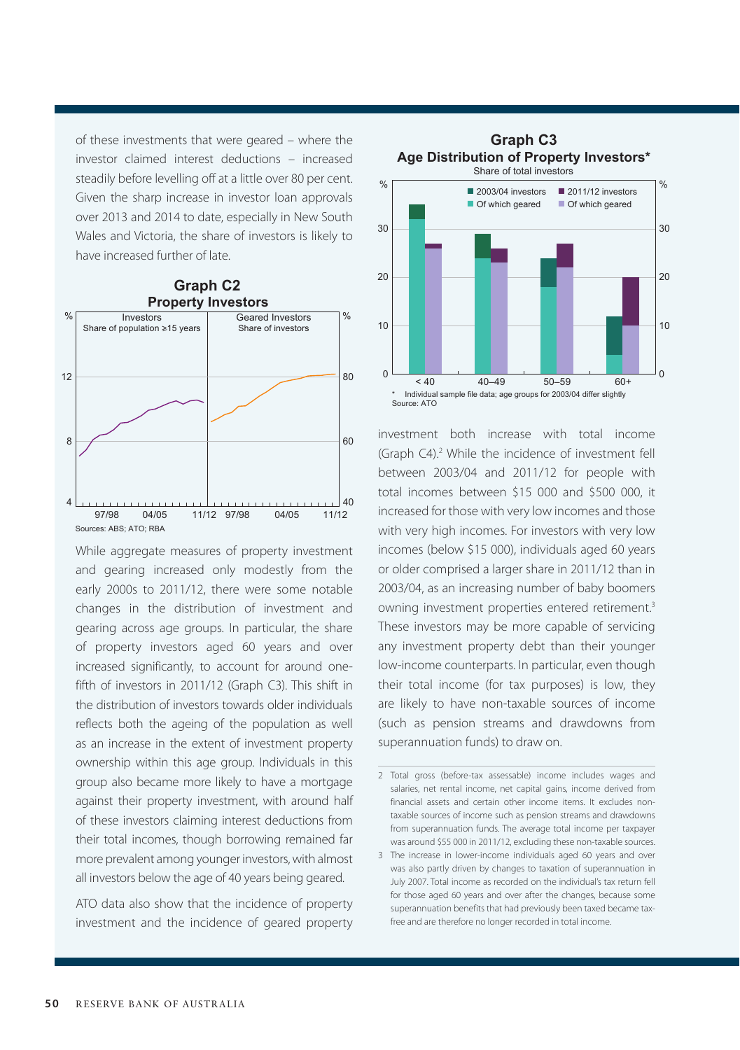of these investments that were geared – where the investor claimed interest deductions – increased steadily before levelling off at a little over 80 per cent. Given the sharp increase in investor loan approvals over 2013 and 2014 to date, especially in New South Wales and Victoria, the share of investors is likely to have increased further of late.

**Graph C2**
**Property Investors**

Sources: ABS; ATO; RBA

While aggregate measures of property investment and gearing increased only modestly from the early 2000s to 2011/12, there were some notable changes in the distribution of investment and gearing across age groups. In particular, the share of property investors aged 60 years and over increased significantly, to account for around one-fifth of investors in 2011/12 (Graph C3). This shift in the distribution of investors towards older individuals reflects both the ageing of the population as well as an increase in the extent of investment property ownership within this age group. Individuals in this group also became more likely to have a mortgage against their property investment, with around half of these investors claiming interest deductions from their total incomes, though borrowing remained far more prevalent among younger investors, with almost all investors below the age of 40 years being geared.

ATO data also show that the incidence of property investment and the incidence of geared property investment both increase with total income (Graph C4).[2] While the incidence of investment fell between 2003/04 and 2011/12 for people with total incomes between \$15 000 and \$500 000, it increased for those with very low incomes and those with very high incomes. For investors with very low incomes (below \$15 000), individuals aged 60 years or older comprised a larger share in 2011/12 than in 2003/04, as an increasing number of baby boomers owning investment properties entered retirement.[3] These investors may be more capable of servicing any investment property debt than their younger low-income counterparts. In particular, even though their total income (for tax purposes) is low, they are likely to have non-taxable sources of income (such as pension streams and drawdowns from superannuation funds) to draw on.

**Graph C3**
**Age Distribution of Property Investors***

\* Individual sample file data; age groups for 2003/04 differ slightly
Source: ATO

2 Total gross (before-tax assessable) income includes wages and salaries, net rental income, net capital gains, income derived from financial assets and certain other income items. It excludes non-taxable sources of income such as pension streams and drawdowns from superannuation funds. The average total income per taxpayer was around \$55 000 in 2011/12, excluding these non-taxable sources.

3 The increase in lower-income individuals aged 60 years and over was also partly driven by changes to taxation of superannuation in July 2007. Total income as recorded on the individual's tax return fell for those aged 60 years and over after the changes, because some superannuation benefits that had previously been taxed became tax-free and are therefore no longer recorded in total income.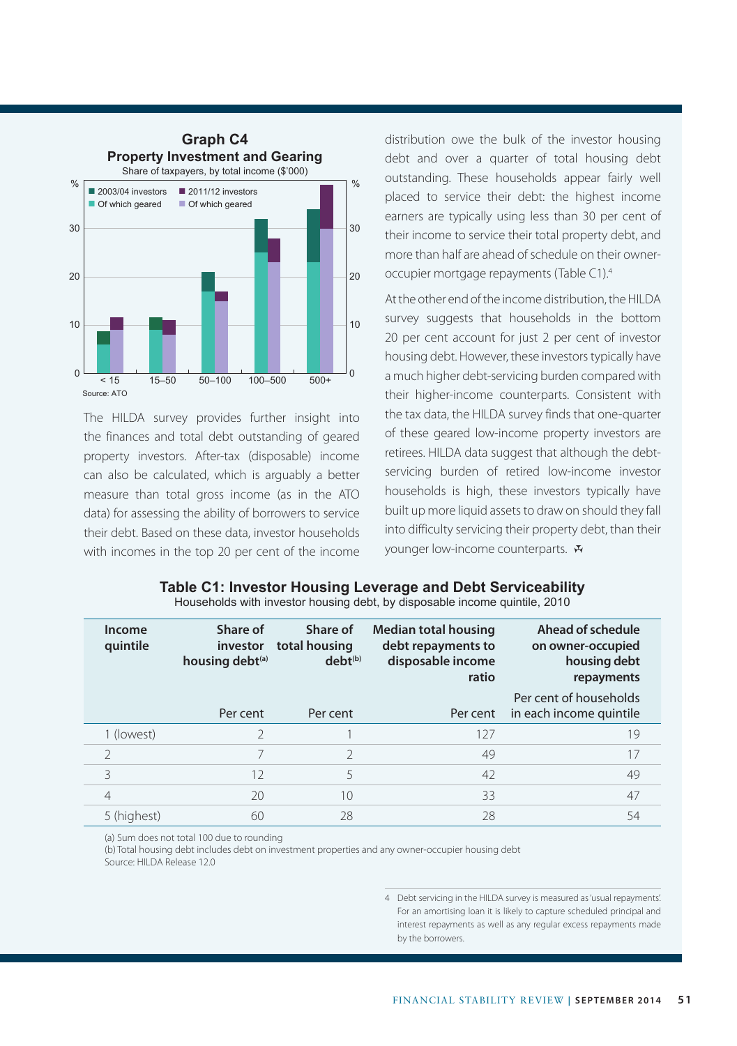**Graph C4**
**Property Investment and Gearing**
Share of taxpayers, by total income ($'000)

%
2003/04 investors
Of which geared
2011/12 investors
Of which geared
30
20
10
0
< 15
15–50
50–100
100–500
500+
Source: ATO

The HILDA survey provides further insight into the finances and total debt outstanding of geared property investors. After-tax (disposable) income can also be calculated, which is arguably a better measure than total gross income (as in the ATO data) for assessing the ability of borrowers to service their debt. Based on these data, investor households with incomes in the top 20 per cent of the income distribution owe the bulk of the investor housing debt and over a quarter of total housing debt outstanding. These households appear fairly well placed to service their debt: the highest income earners are typically using less than 30 per cent of their income to service their total property debt, and more than half are ahead of schedule on their owner-occupier mortgage repayments (Table C1).[4]

At the other end of the income distribution, the HILDA survey suggests that households in the bottom 20 per cent account for just 2 per cent of investor housing debt. However, these investors typically have a much higher debt-servicing burden compared with their higher-income counterparts. Consistent with the tax data, the HILDA survey finds that one-quarter of these geared low-income property investors are retirees. HILDA data suggest that although the debt-servicing burden of retired low-income investor households is high, these investors typically have built up more liquid assets to draw on should they fall into difficulty servicing their property debt, than their younger low-income counterparts.

**Table C1: Investor Housing Leverage and Debt Serviceability**
Households with investor housing debt, by disposable income quintile, 2010

| Income quintile | Share of investor housing debt[(a)] | Share of total housing debt[(b)] | Median total housing debt repayments to disposable income ratio | Ahead of schedule on owner-occupied housing debt repayments |
|---|---|---|---|---|
| | Per cent | Per cent | Per cent | Per cent of households in each income quintile |
| 1 (lowest) | 2 | 1 | 127 | 19 |
| 2 | 7 | 2 | 49 | 17 |
| 3 | 12 | 5 | 42 | 49 |
| 4 | 20 | 10 | 33 | 47 |
| 5 (highest) | 60 | 28 | 28 | 54 |

(a) Sum does not total 100 due to rounding
(b) Total housing debt includes debt on investment properties and any owner-occupier housing debt
Source: HILDA Release 12.0

4 Debt servicing in the HILDA survey is measured as 'usual repayments'. For an amortising loan it is likely to capture scheduled principal and interest repayments as well as any regular excess repayments made by the borrowers.